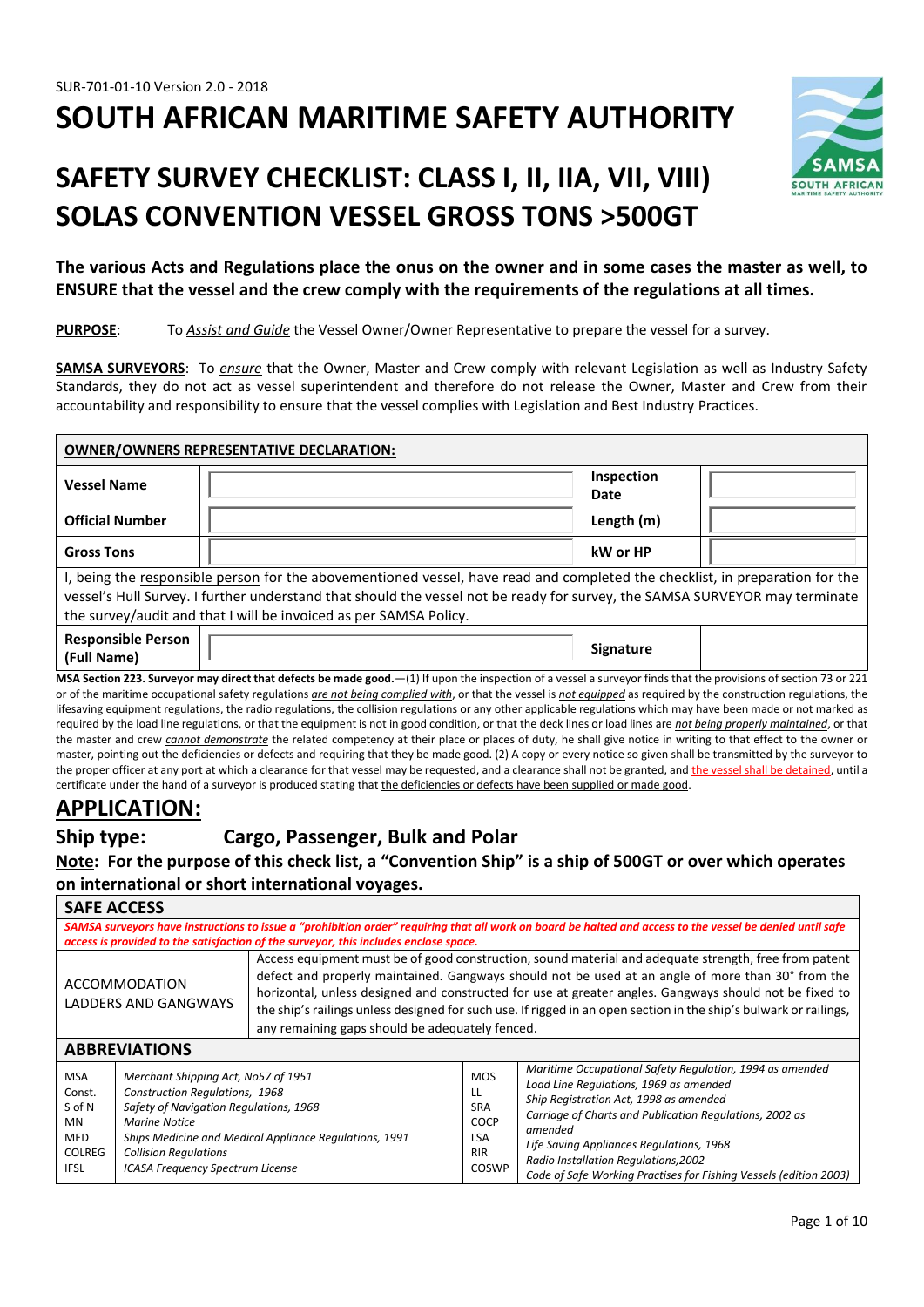SUR-701-01-10 Version 2.0 - 2018

# SOUTH AFRICAN MARITIME SAFETY AUTHORITY

# SAFETY SURVEY CHECKLIST: CLASS I, II, IIA, VII, VIII) SOLAS CONVENTION VESSEL GROSS TONS >500GT

**The various Acts and Regulations place the onus on the owner and in some cases the master as well, to ENSURE that the vessel and the crew comply with the requirements of the regulations at all times.**

**PURPOSE**: To *Assist and Guide* the Vessel Owner/Owner Representative to prepare the vessel for a survey.

**SAMSA SURVEYORS**: To *ensure* that the Owner, Master and Crew comply with relevant Legislation as well as Industry Safety Standards, they do not act as vessel superintendent and therefore do not release the Owner, Master and Crew from their accountability and responsibility to ensure that the vessel complies with Legislation and Best Industry Practices.

| **OWNER/OWNERS REPRESENTATIVE DECLARATION:** | | | |
|---|---|---|---|
| **Vessel Name** | | **Inspection Date** | |
| **Official Number** | | **Length (m)** | |
| **Gross Tons** | | **kW or HP** | |
| I, being the responsible person for the abovementioned vessel, have read and completed the checklist, in preparation for the vessel's Hull Survey. I further understand that should the vessel not be ready for survey, the SAMSA SURVEYOR may terminate the survey/audit and that I will be invoiced as per SAMSA Policy. | | | |
| **Responsible Person (Full Name)** | | **Signature** | |

**MSA Section 223. Surveyor may direct that defects be made good.**—(1) If upon the inspection of a vessel a surveyor finds that the provisions of section 73 or 221 or of the maritime occupational safety regulations *are not being complied with*, or that the vessel is *not equipped* as required by the construction regulations, the lifesaving equipment regulations, the radio regulations, the collision regulations or any other applicable regulations which may have been made or not marked as required by the load line regulations, or that the equipment is not in good condition, or that the deck lines or load lines are *not being properly maintained*, or that the master and crew *cannot demonstrate* the related competency at their place or places of duty, he shall give notice in writing to that effect to the owner or master, pointing out the deficiencies or defects and requiring that they be made good. (2) A copy or every notice so given shall be transmitted by the surveyor to the proper officer at any port at which a clearance for that vessel may be requested, and a clearance shall not be granted, and the vessel shall be detained, until a certificate under the hand of a surveyor is produced stating that the deficiencies or defects have been supplied or made good.

# APPLICATION:

## Ship type: Cargo, Passenger, Bulk and Polar

**Note: For the purpose of this check list, a "Convention Ship" is a ship of 500GT or over which operates on international or short international voyages.**

| **SAFE ACCESS** | |
|---|---|
| ***SAMSA surveyors have instructions to issue a "prohibition order" requiring that all work on board be halted and access to the vessel be denied until safe access is provided to the satisfaction of the surveyor, this includes enclose space.*** | |
| ACCOMMODATION LADDERS AND GANGWAYS | Access equipment must be of good construction, sound material and adequate strength, free from patent defect and properly maintained. Gangways should not be used at an angle of more than 30° from the horizontal, unless designed and constructed for use at greater angles. Gangways should not be fixed to the ship's railings unless designed for such use. If rigged in an open section in the ship's bulwark or railings, any remaining gaps should be adequately fenced. |

| **ABBREVIATIONS** | | | |
|---|---|---|---|
| MSA | *Merchant Shipping Act, No57 of 1951* | MOS | *Maritime Occupational Safety Regulation, 1994 as amended* |
| Const. | *Construction Regulations, 1968* | LL | *Load Line Regulations, 1969 as amended* |
| S of N | *Safety of Navigation Regulations, 1968* | SRA | *Ship Registration Act, 1998 as amended* |
| MN | *Marine Notice* | COCP | *Carriage of Charts and Publication Regulations, 2002 as amended* |
| MED | *Ships Medicine and Medical Appliance Regulations, 1991* | LSA | *Life Saving Appliances Regulations, 1968* |
| COLREG | *Collision Regulations* | RIR | *Radio Installation Regulations,2002* |
| IFSL | *ICASA Frequency Spectrum License* | COSWP | *Code of Safe Working Practises for Fishing Vessels (edition 2003)* |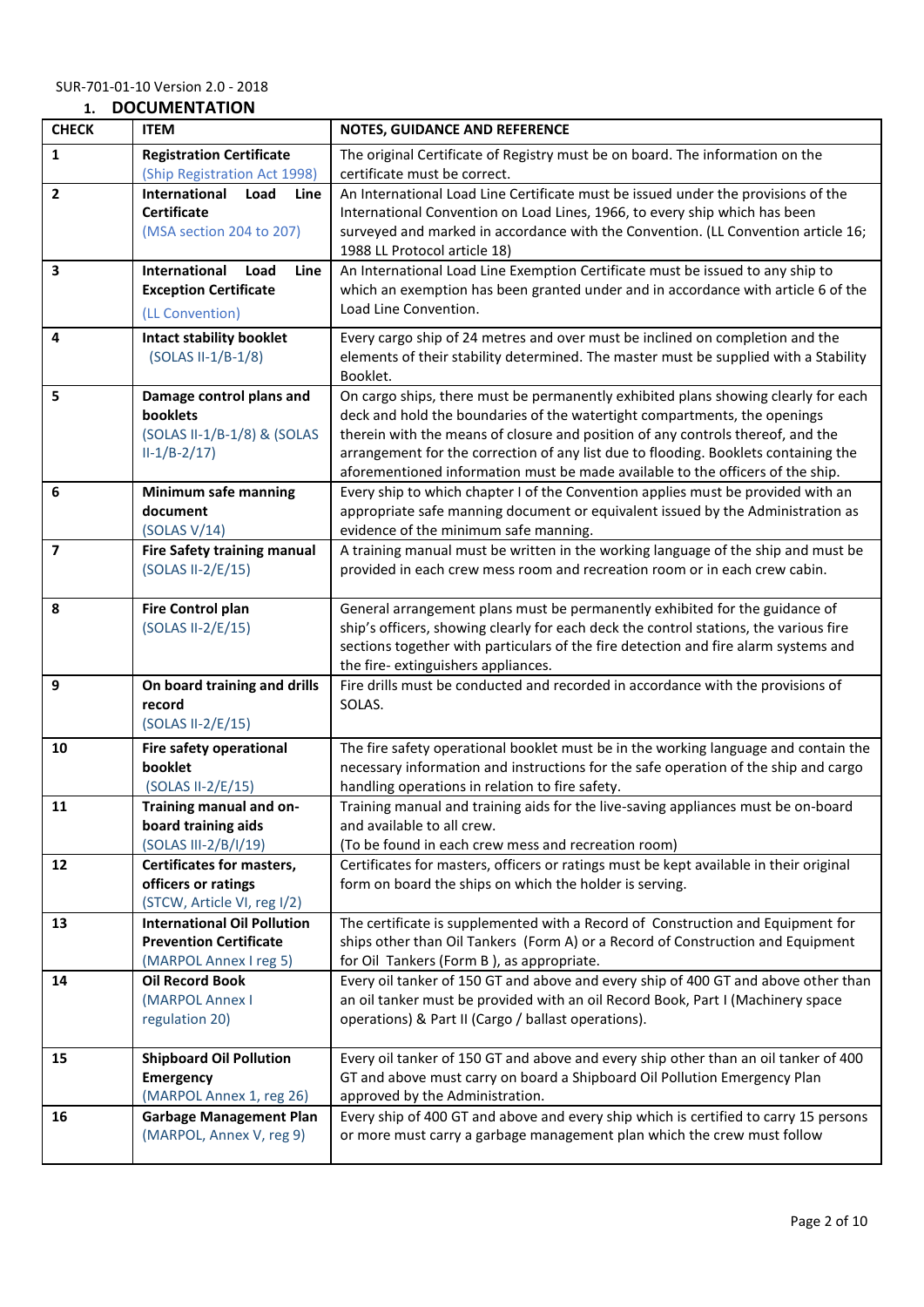SUR-701-01-10 Version 2.0 - 2018

## 1. DOCUMENTATION

| CHECK | ITEM | NOTES, GUIDANCE AND REFERENCE |
|---|---|---|
| 1 | **Registration Certificate** (Ship Registration Act 1998) | The original Certificate of Registry must be on board. The information on the certificate must be correct. |
| 2 | **International Load Line Certificate** (MSA section 204 to 207) | An International Load Line Certificate must be issued under the provisions of the International Convention on Load Lines, 1966, to every ship which has been surveyed and marked in accordance with the Convention. (LL Convention article 16; 1988 LL Protocol article 18) |
| 3 | **International Load Line Exception Certificate** (LL Convention) | An International Load Line Exemption Certificate must be issued to any ship to which an exemption has been granted under and in accordance with article 6 of the Load Line Convention. |
| 4 | **Intact stability booklet** (SOLAS II-1/B-1/8) | Every cargo ship of 24 metres and over must be inclined on completion and the elements of their stability determined. The master must be supplied with a Stability Booklet. |
| 5 | **Damage control plans and booklets** (SOLAS II-1/B-1/8) & (SOLAS II-1/B-2/17) | On cargo ships, there must be permanently exhibited plans showing clearly for each deck and hold the boundaries of the watertight compartments, the openings therein with the means of closure and position of any controls thereof, and the arrangement for the correction of any list due to flooding. Booklets containing the aforementioned information must be made available to the officers of the ship. |
| 6 | **Minimum safe manning document** (SOLAS V/14) | Every ship to which chapter I of the Convention applies must be provided with an appropriate safe manning document or equivalent issued by the Administration as evidence of the minimum safe manning. |
| 7 | **Fire Safety training manual** (SOLAS II-2/E/15) | A training manual must be written in the working language of the ship and must be provided in each crew mess room and recreation room or in each crew cabin. |
| 8 | **Fire Control plan** (SOLAS II-2/E/15) | General arrangement plans must be permanently exhibited for the guidance of ship's officers, showing clearly for each deck the control stations, the various fire sections together with particulars of the fire detection and fire alarm systems and the fire- extinguishers appliances. |
| 9 | **On board training and drills record** (SOLAS II-2/E/15) | Fire drills must be conducted and recorded in accordance with the provisions of SOLAS. |
| 10 | **Fire safety operational booklet** (SOLAS II-2/E/15) | The fire safety operational booklet must be in the working language and contain the necessary information and instructions for the safe operation of the ship and cargo handling operations in relation to fire safety. |
| 11 | **Training manual and on-board training aids** (SOLAS III-2/B/I/19) | Training manual and training aids for the live-saving appliances must be on-board and available to all crew. (To be found in each crew mess and recreation room) |
| 12 | **Certificates for masters, officers or ratings** (STCW, Article VI, reg I/2) | Certificates for masters, officers or ratings must be kept available in their original form on board the ships on which the holder is serving. |
| 13 | **International Oil Pollution Prevention Certificate** (MARPOL Annex I reg 5) | The certificate is supplemented with a Record of Construction and Equipment for ships other than Oil Tankers (Form A) or a Record of Construction and Equipment for Oil Tankers (Form B ), as appropriate. |
| 14 | **Oil Record Book** (MARPOL Annex I regulation 20) | Every oil tanker of 150 GT and above and every ship of 400 GT and above other than an oil tanker must be provided with an oil Record Book, Part I (Machinery space operations) & Part II (Cargo / ballast operations). |
| 15 | **Shipboard Oil Pollution Emergency** (MARPOL Annex 1, reg 26) | Every oil tanker of 150 GT and above and every ship other than an oil tanker of 400 GT and above must carry on board a Shipboard Oil Pollution Emergency Plan approved by the Administration. |
| 16 | **Garbage Management Plan** (MARPOL, Annex V, reg 9) | Every ship of 400 GT and above and every ship which is certified to carry 15 persons or more must carry a garbage management plan which the crew must follow |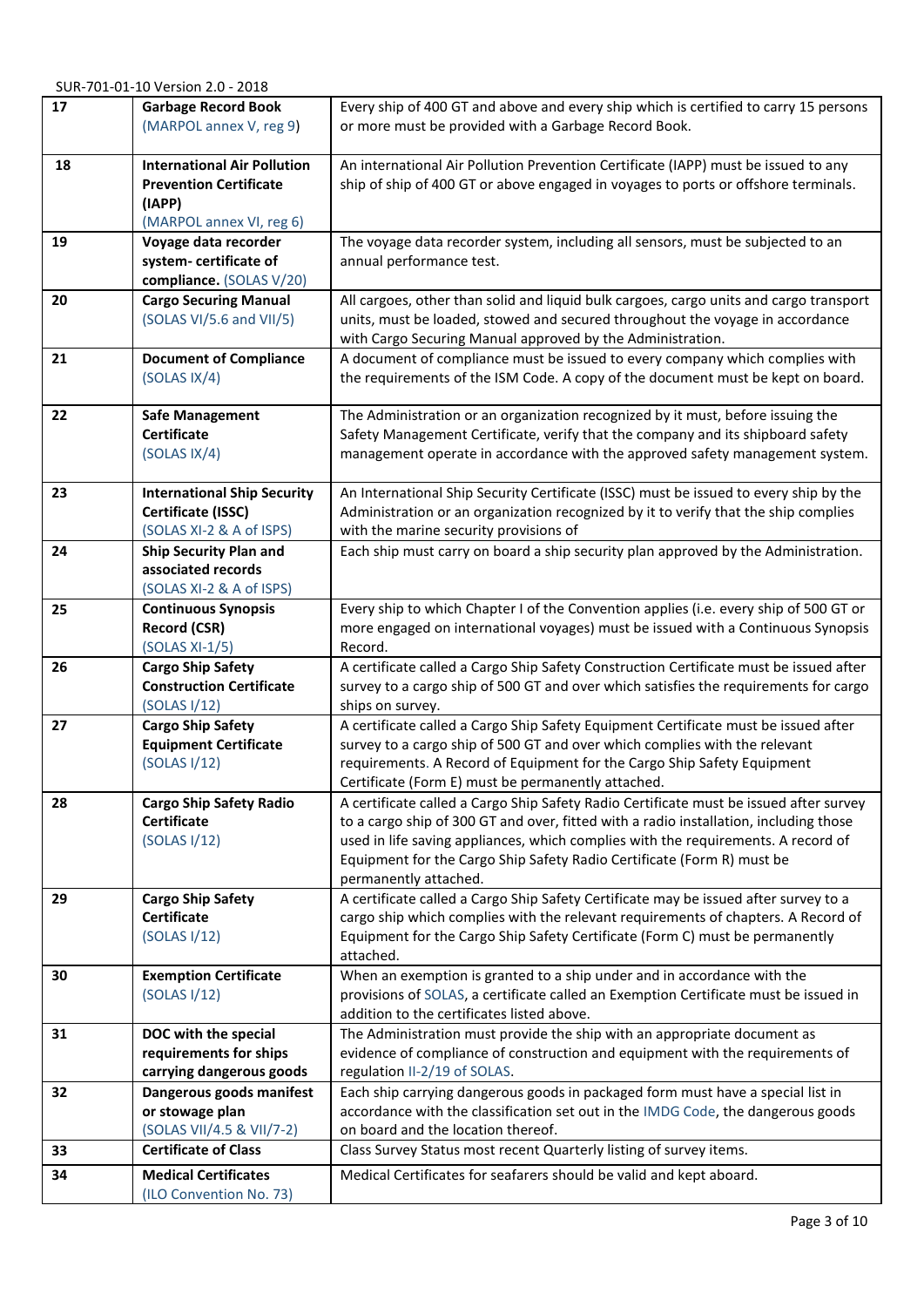| 17 | **Garbage Record Book** (MARPOL annex V, reg 9) | Every ship of 400 GT and above and every ship which is certified to carry 15 persons or more must be provided with a Garbage Record Book. |
|---|---|---|
| 18 | **International Air Pollution Prevention Certificate (IAPP)** (MARPOL annex VI, reg 6) | An international Air Pollution Prevention Certificate (IAPP) must be issued to any ship of ship of 400 GT or above engaged in voyages to ports or offshore terminals. |
| 19 | **Voyage data recorder system- certificate of compliance.** (SOLAS V/20) | The voyage data recorder system, including all sensors, must be subjected to an annual performance test. |
| 20 | **Cargo Securing Manual** (SOLAS VI/5.6 and VII/5) | All cargoes, other than solid and liquid bulk cargoes, cargo units and cargo transport units, must be loaded, stowed and secured throughout the voyage in accordance with Cargo Securing Manual approved by the Administration. |
| 21 | **Document of Compliance** (SOLAS IX/4) | A document of compliance must be issued to every company which complies with the requirements of the ISM Code. A copy of the document must be kept on board. |
| 22 | **Safe Management Certificate** (SOLAS IX/4) | The Administration or an organization recognized by it must, before issuing the Safety Management Certificate, verify that the company and its shipboard safety management operate in accordance with the approved safety management system. |
| 23 | **International Ship Security Certificate (ISSC)** (SOLAS XI-2 & A of ISPS) | An International Ship Security Certificate (ISSC) must be issued to every ship by the Administration or an organization recognized by it to verify that the ship complies with the marine security provisions of |
| 24 | **Ship Security Plan and associated records** (SOLAS XI-2 & A of ISPS) | Each ship must carry on board a ship security plan approved by the Administration. |
| 25 | **Continuous Synopsis Record (CSR)** (SOLAS XI-1/5) | Every ship to which Chapter I of the Convention applies (i.e. every ship of 500 GT or more engaged on international voyages) must be issued with a Continuous Synopsis Record. |
| 26 | **Cargo Ship Safety Construction Certificate** (SOLAS I/12) | A certificate called a Cargo Ship Safety Construction Certificate must be issued after survey to a cargo ship of 500 GT and over which satisfies the requirements for cargo ships on survey. |
| 27 | **Cargo Ship Safety Equipment Certificate** (SOLAS I/12) | A certificate called a Cargo Ship Safety Equipment Certificate must be issued after survey to a cargo ship of 500 GT and over which complies with the relevant requirements. A Record of Equipment for the Cargo Ship Safety Equipment Certificate (Form E) must be permanently attached. |
| 28 | **Cargo Ship Safety Radio Certificate** (SOLAS I/12) | A certificate called a Cargo Ship Safety Radio Certificate must be issued after survey to a cargo ship of 300 GT and over, fitted with a radio installation, including those used in life saving appliances, which complies with the requirements. A record of Equipment for the Cargo Ship Safety Radio Certificate (Form R) must be permanently attached. |
| 29 | **Cargo Ship Safety Certificate** (SOLAS I/12) | A certificate called a Cargo Ship Safety Certificate may be issued after survey to a cargo ship which complies with the relevant requirements of chapters. A Record of Equipment for the Cargo Ship Safety Certificate (Form C) must be permanently attached. |
| 30 | **Exemption Certificate** (SOLAS I/12) | When an exemption is granted to a ship under and in accordance with the provisions of SOLAS, a certificate called an Exemption Certificate must be issued in addition to the certificates listed above. |
| 31 | **DOC with the special requirements for ships carrying dangerous goods** | The Administration must provide the ship with an appropriate document as evidence of compliance of construction and equipment with the requirements of regulation II-2/19 of SOLAS. |
| 32 | **Dangerous goods manifest or stowage plan** (SOLAS VII/4.5 & VII/7-2) | Each ship carrying dangerous goods in packaged form must have a special list in accordance with the classification set out in the IMDG Code, the dangerous goods on board and the location thereof. |
| 33 | **Certificate of Class** | Class Survey Status most recent Quarterly listing of survey items. |
| 34 | **Medical Certificates** (ILO Convention No. 73) | Medical Certificates for seafarers should be valid and kept aboard. |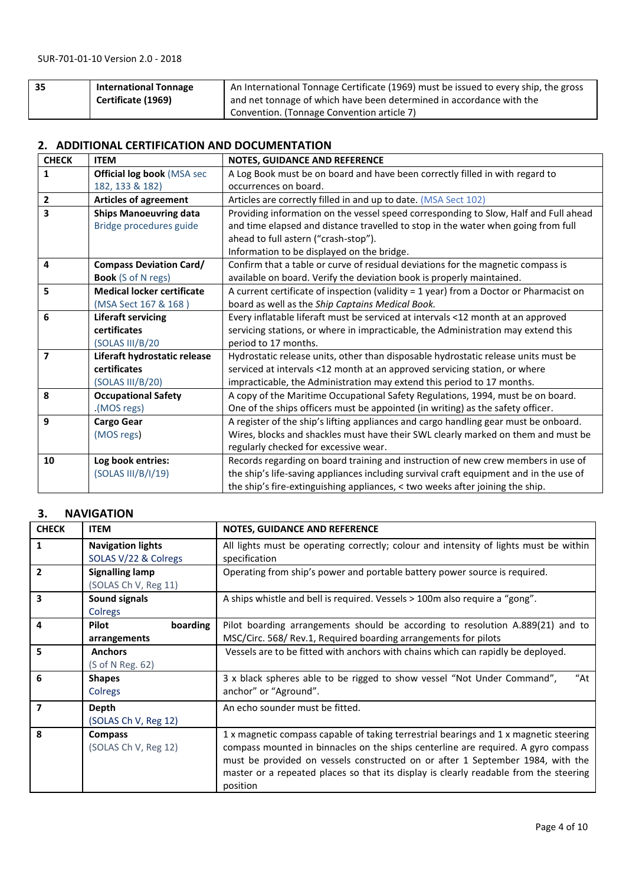| 35 | **International Tonnage Certificate (1969)** | An International Tonnage Certificate (1969) must be issued to every ship, the gross and net tonnage of which have been determined in accordance with the Convention. (Tonnage Convention article 7) |
|---|---|---|

## 2. ADDITIONAL CERTIFICATION AND DOCUMENTATION

| CHECK | ITEM | NOTES, GUIDANCE AND REFERENCE |
|---|---|---|
| 1 | **Official log book** (MSA sec 182, 133 & 182) | A Log Book must be on board and have been correctly filled in with regard to occurrences on board. |
| 2 | **Articles of agreement** | Articles are correctly filled in and up to date. (MSA Sect 102) |
| 3 | **Ships Manoeuvring data** Bridge procedures guide | Providing information on the vessel speed corresponding to Slow, Half and Full ahead and time elapsed and distance travelled to stop in the water when going from full ahead to full astern ("crash-stop").<br>Information to be displayed on the bridge. |
| 4 | **Compass Deviation Card/ Book** (S of N regs) | Confirm that a table or curve of residual deviations for the magnetic compass is available on board. Verify the deviation book is properly maintained. |
| 5 | **Medical locker certificate** (MSA Sect 167 & 168 ) | A current certificate of inspection (validity = 1 year) from a Doctor or Pharmacist on board as well as the *Ship Captains Medical Book.* |
| 6 | **Liferaft servicing certificates** (SOLAS III/B/20 | Every inflatable liferaft must be serviced at intervals <12 month at an approved servicing stations, or where in impracticable, the Administration may extend this period to 17 months. |
| 7 | **Liferaft hydrostatic release certificates** (SOLAS III/B/20) | Hydrostatic release units, other than disposable hydrostatic release units must be serviced at intervals <12 month at an approved servicing station, or where impracticable, the Administration may extend this period to 17 months. |
| 8 | **Occupational Safety** .(MOS regs) | A copy of the Maritime Occupational Safety Regulations, 1994, must be on board. One of the ships officers must be appointed (in writing) as the safety officer. |
| 9 | **Cargo Gear** (MOS regs) | A register of the ship's lifting appliances and cargo handling gear must be onboard. Wires, blocks and shackles must have their SWL clearly marked on them and must be regularly checked for excessive wear. |
| 10 | **Log book entries:** (SOLAS III/B/I/19) | Records regarding on board training and instruction of new crew members in use of the ship's life-saving appliances including survival craft equipment and in the use of the ship's fire-extinguishing appliances, < two weeks after joining the ship. |

## 3. NAVIGATION

| CHECK | ITEM | NOTES, GUIDANCE AND REFERENCE |
|---|---|---|
| 1 | **Navigation lights** SOLAS V/22 & Colregs | All lights must be operating correctly; colour and intensity of lights must be within specification |
| 2 | **Signalling lamp** (SOLAS Ch V, Reg 11) | Operating from ship's power and portable battery power source is required. |
| 3 | **Sound signals** Colregs | A ships whistle and bell is required. Vessels > 100m also require a "gong". |
| 4 | **Pilot boarding arrangements** | Pilot boarding arrangements should be according to resolution A.889(21) and to MSC/Circ. 568/ Rev.1, Required boarding arrangements for pilots |
| 5 | **Anchors** (S of N Reg. 62) | Vessels are to be fitted with anchors with chains which can rapidly be deployed. |
| 6 | **Shapes** Colregs | 3 x black spheres able to be rigged to show vessel "Not Under Command", "At anchor" or "Aground". |
| 7 | **Depth** (SOLAS Ch V, Reg 12) | An echo sounder must be fitted. |
| 8 | **Compass** (SOLAS Ch V, Reg 12) | 1 x magnetic compass capable of taking terrestrial bearings and 1 x magnetic steering compass mounted in binnacles on the ships centerline are required. A gyro compass must be provided on vessels constructed on or after 1 September 1984, with the master or a repeated places so that its display is clearly readable from the steering position |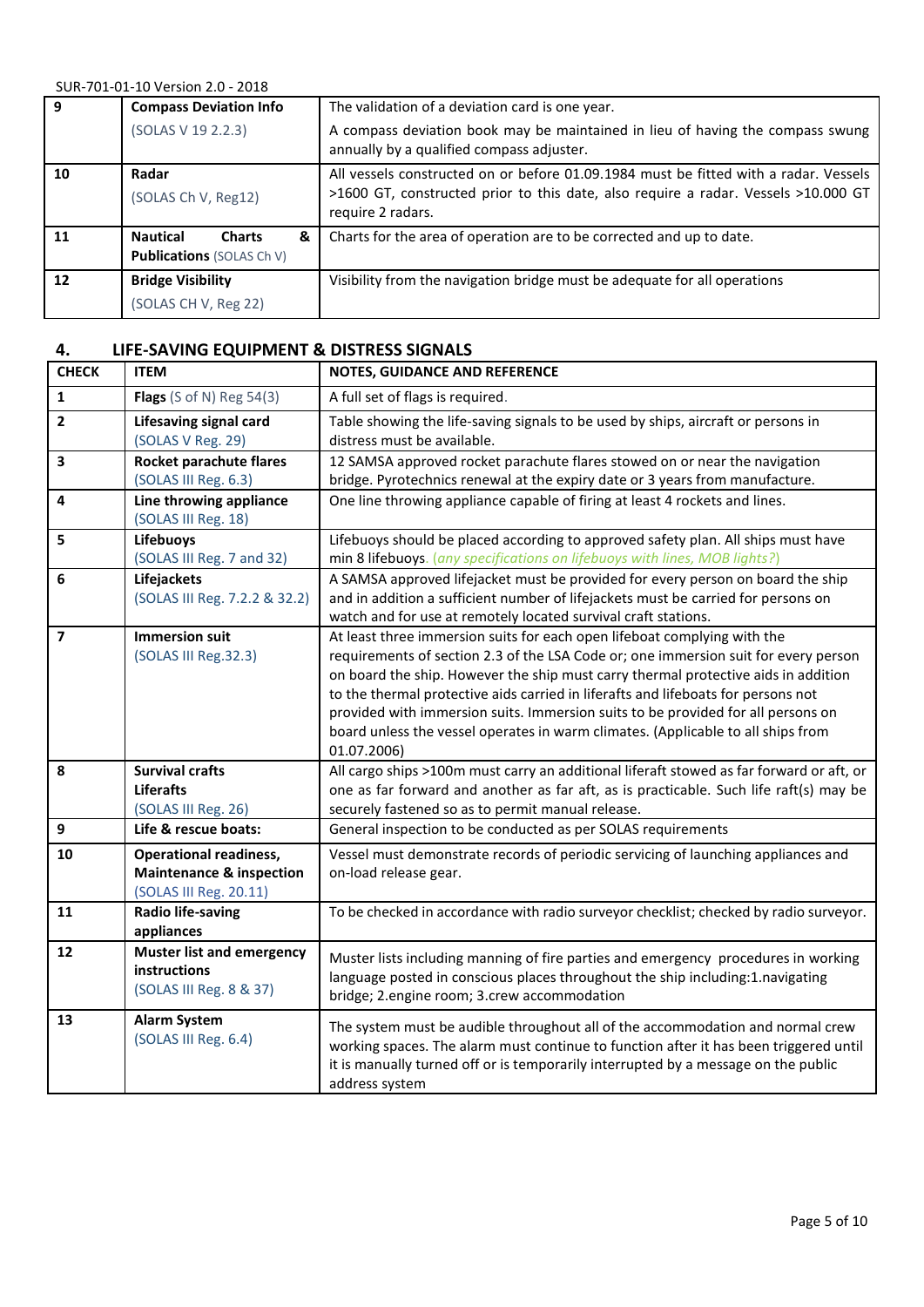| 9 | **Compass Deviation Info** (SOLAS V 19 2.2.3) | The validation of a deviation card is one year. A compass deviation book may be maintained in lieu of having the compass swung annually by a qualified compass adjuster. |
|---|---|---|
| 10 | **Radar** (SOLAS Ch V, Reg12) | All vessels constructed on or before 01.09.1984 must be fitted with a radar. Vessels >1600 GT, constructed prior to this date, also require a radar. Vessels >10.000 GT require 2 radars. |
| 11 | **Nautical Charts & Publications** (SOLAS Ch V) | Charts for the area of operation are to be corrected and up to date. |
| 12 | **Bridge Visibility** (SOLAS CH V, Reg 22) | Visibility from the navigation bridge must be adequate for all operations |

## 4. LIFE-SAVING EQUIPMENT & DISTRESS SIGNALS

| CHECK | ITEM | NOTES, GUIDANCE AND REFERENCE |
|---|---|---|
| 1 | **Flags** (S of N) Reg 54(3) | A full set of flags is required. |
| 2 | **Lifesaving signal card** (SOLAS V Reg. 29) | Table showing the life-saving signals to be used by ships, aircraft or persons in distress must be available. |
| 3 | **Rocket parachute flares** (SOLAS III Reg. 6.3) | 12 SAMSA approved rocket parachute flares stowed on or near the navigation bridge. Pyrotechnics renewal at the expiry date or 3 years from manufacture. |
| 4 | **Line throwing appliance** (SOLAS III Reg. 18) | One line throwing appliance capable of firing at least 4 rockets and lines. |
| 5 | **Lifebuoys** (SOLAS III Reg. 7 and 32) | Lifebuoys should be placed according to approved safety plan. All ships must have min 8 lifebuoys. *(any specifications on lifebuoys with lines, MOB lights?)* |
| 6 | **Lifejackets** (SOLAS III Reg. 7.2.2 & 32.2) | A SAMSA approved lifejacket must be provided for every person on board the ship and in addition a sufficient number of lifejackets must be carried for persons on watch and for use at remotely located survival craft stations. |
| 7 | **Immersion suit** (SOLAS III Reg.32.3) | At least three immersion suits for each open lifeboat complying with the requirements of section 2.3 of the LSA Code or; one immersion suit for every person on board the ship. However the ship must carry thermal protective aids in addition to the thermal protective aids carried in liferafts and lifeboats for persons not provided with immersion suits. Immersion suits to be provided for all persons on board unless the vessel operates in warm climates. (Applicable to all ships from 01.07.2006) |
| 8 | **Survival crafts Liferafts** (SOLAS III Reg. 26) | All cargo ships >100m must carry an additional liferaft stowed as far forward or aft, or one as far forward and another as far aft, as is practicable. Such life raft(s) may be securely fastened so as to permit manual release. |
| 9 | **Life & rescue boats:** | General inspection to be conducted as per SOLAS requirements |
| 10 | **Operational readiness, Maintenance & inspection** (SOLAS III Reg. 20.11) | Vessel must demonstrate records of periodic servicing of launching appliances and on-load release gear. |
| 11 | **Radio life-saving appliances** | To be checked in accordance with radio surveyor checklist; checked by radio surveyor. |
| 12 | **Muster list and emergency instructions** (SOLAS III Reg. 8 & 37) | Muster lists including manning of fire parties and emergency procedures in working language posted in conscious places throughout the ship including:1.navigating bridge; 2.engine room; 3.crew accommodation |
| 13 | **Alarm System** (SOLAS III Reg. 6.4) | The system must be audible throughout all of the accommodation and normal crew working spaces. The alarm must continue to function after it has been triggered until it is manually turned off or is temporarily interrupted by a message on the public address system |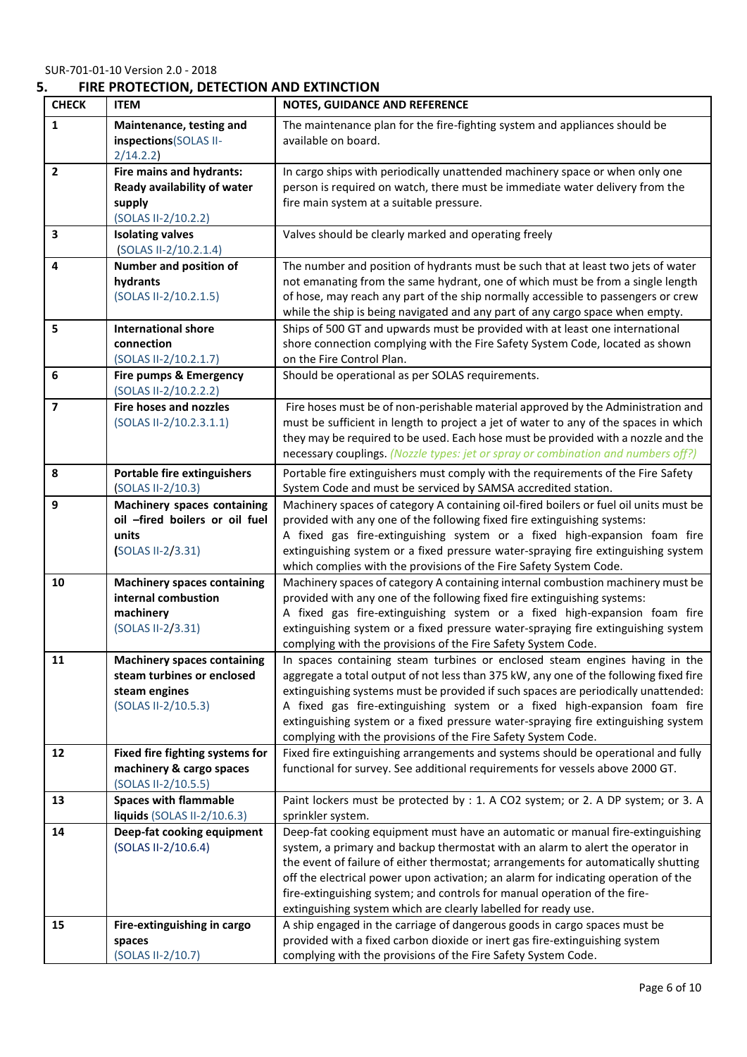## 5. FIRE PROTECTION, DETECTION AND EXTINCTION

| CHECK | ITEM | NOTES, GUIDANCE AND REFERENCE |
|---|---|---|
| 1 | **Maintenance, testing and inspections** (SOLAS II-2/14.2.2) | The maintenance plan for the fire-fighting system and appliances should be available on board. |
| 2 | **Fire mains and hydrants: Ready availability of water supply** (SOLAS II-2/10.2.2) | In cargo ships with periodically unattended machinery space or when only one person is required on watch, there must be immediate water delivery from the fire main system at a suitable pressure. |
| 3 | **Isolating valves** (SOLAS II-2/10.2.1.4) | Valves should be clearly marked and operating freely |
| 4 | **Number and position of hydrants** (SOLAS II-2/10.2.1.5) | The number and position of hydrants must be such that at least two jets of water not emanating from the same hydrant, one of which must be from a single length of hose, may reach any part of the ship normally accessible to passengers or crew while the ship is being navigated and any part of any cargo space when empty. |
| 5 | **International shore connection** (SOLAS II-2/10.2.1.7) | Ships of 500 GT and upwards must be provided with at least one international shore connection complying with the Fire Safety System Code, located as shown on the Fire Control Plan. |
| 6 | **Fire pumps & Emergency** (SOLAS II-2/10.2.2.2) | Should be operational as per SOLAS requirements. |
| 7 | **Fire hoses and nozzles** (SOLAS II-2/10.2.3.1.1) | Fire hoses must be of non-perishable material approved by the Administration and must be sufficient in length to project a jet of water to any of the spaces in which they may be required to be used. Each hose must be provided with a nozzle and the necessary couplings. *(Nozzle types: jet or spray or combination and numbers off?)* |
| 8 | **Portable fire extinguishers** (SOLAS II-2/10.3) | Portable fire extinguishers must comply with the requirements of the Fire Safety System Code and must be serviced by SAMSA accredited station. |
| 9 | **Machinery spaces containing oil –fired boilers or oil fuel units** (SOLAS II-2/3.31) | Machinery spaces of category A containing oil-fired boilers or fuel oil units must be provided with any one of the following fixed fire extinguishing systems: A fixed gas fire-extinguishing system or a fixed high-expansion foam fire extinguishing system or a fixed pressure water-spraying fire extinguishing system which complies with the provisions of the Fire Safety System Code. |
| 10 | **Machinery spaces containing internal combustion machinery** (SOLAS II-2/3.31) | Machinery spaces of category A containing internal combustion machinery must be provided with any one of the following fixed fire extinguishing systems: A fixed gas fire-extinguishing system or a fixed high-expansion foam fire extinguishing system or a fixed pressure water-spraying fire extinguishing system complying with the provisions of the Fire Safety System Code. |
| 11 | **Machinery spaces containing steam turbines or enclosed steam engines** (SOLAS II-2/10.5.3) | In spaces containing steam turbines or enclosed steam engines having in the aggregate a total output of not less than 375 kW, any one of the following fixed fire extinguishing systems must be provided if such spaces are periodically unattended: A fixed gas fire-extinguishing system or a fixed high-expansion foam fire extinguishing system or a fixed pressure water-spraying fire extinguishing system complying with the provisions of the Fire Safety System Code. |
| 12 | **Fixed fire fighting systems for machinery & cargo spaces** (SOLAS II-2/10.5.5) | Fixed fire extinguishing arrangements and systems should be operational and fully functional for survey. See additional requirements for vessels above 2000 GT. |
| 13 | **Spaces with flammable liquids** (SOLAS II-2/10.6.3) | Paint lockers must be protected by : 1. A CO2 system; or 2. A DP system; or 3. A sprinkler system. |
| 14 | **Deep-fat cooking equipment** (SOLAS II-2/10.6.4) | Deep-fat cooking equipment must have an automatic or manual fire-extinguishing system, a primary and backup thermostat with an alarm to alert the operator in the event of failure of either thermostat; arrangements for automatically shutting off the electrical power upon activation; an alarm for indicating operation of the fire-extinguishing system; and controls for manual operation of the fire-extinguishing system which are clearly labelled for ready use. |
| 15 | **Fire-extinguishing in cargo spaces** (SOLAS II-2/10.7) | A ship engaged in the carriage of dangerous goods in cargo spaces must be provided with a fixed carbon dioxide or inert gas fire-extinguishing system complying with the provisions of the Fire Safety System Code. |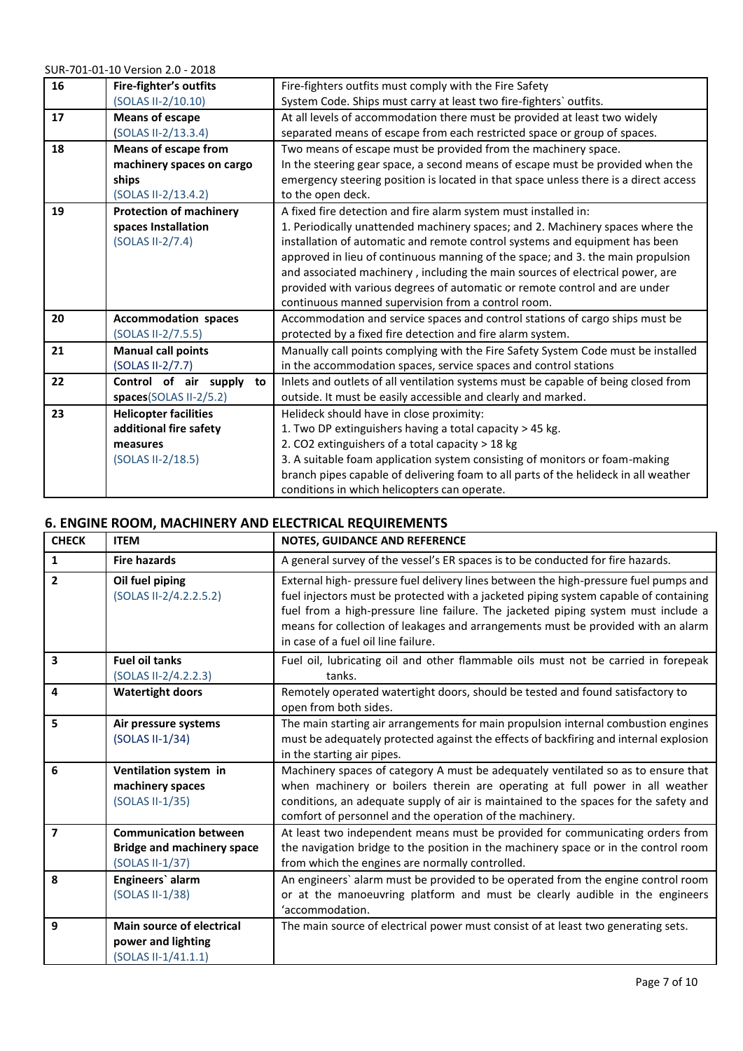| 16 | **Fire-fighter's outfits** (SOLAS II-2/10.10) | Fire-fighters outfits must comply with the Fire Safety System Code. Ships must carry at least two fire-fighters` outfits. |
|---|---|---|
| 17 | **Means of escape** (SOLAS II-2/13.3.4) | At all levels of accommodation there must be provided at least two widely separated means of escape from each restricted space or group of spaces. |
| 18 | **Means of escape from machinery spaces on cargo ships** (SOLAS II-2/13.4.2) | Two means of escape must be provided from the machinery space. In the steering gear space, a second means of escape must be provided when the emergency steering position is located in that space unless there is a direct access to the open deck. |
| 19 | **Protection of machinery spaces Installation** (SOLAS II-2/7.4) | A fixed fire detection and fire alarm system must installed in: 1. Periodically unattended machinery spaces; and 2. Machinery spaces where the installation of automatic and remote control systems and equipment has been approved in lieu of continuous manning of the space; and 3. the main propulsion and associated machinery , including the main sources of electrical power, are provided with various degrees of automatic or remote control and are under continuous manned supervision from a control room. |
| 20 | **Accommodation spaces** (SOLAS II-2/7.5.5) | Accommodation and service spaces and control stations of cargo ships must be protected by a fixed fire detection and fire alarm system. |
| 21 | **Manual call points** (SOLAS II-2/7.7) | Manually call points complying with the Fire Safety System Code must be installed in the accommodation spaces, service spaces and control stations |
| 22 | **Control of air supply to spaces**(SOLAS II-2/5.2) | Inlets and outlets of all ventilation systems must be capable of being closed from outside. It must be easily accessible and clearly and marked. |
| 23 | **Helicopter facilities additional fire safety measures** (SOLAS II-2/18.5) | Helideck should have in close proximity: 1. Two DP extinguishers having a total capacity > 45 kg. 2. $CO_2$ extinguishers of a total capacity > 18 kg 3. A suitable foam application system consisting of monitors or foam-making branch pipes capable of delivering foam to all parts of the helideck in all weather conditions in which helicopters can operate. |

## 6. ENGINE ROOM, MACHINERY AND ELECTRICAL REQUIREMENTS

| CHECK | ITEM | NOTES, GUIDANCE AND REFERENCE |
|---|---|---|
| 1 | **Fire hazards** | A general survey of the vessel's ER spaces is to be conducted for fire hazards. |
| 2 | **Oil fuel piping** (SOLAS II-2/4.2.2.5.2) | External high- pressure fuel delivery lines between the high-pressure fuel pumps and fuel injectors must be protected with a jacketed piping system capable of containing fuel from a high-pressure line failure. The jacketed piping system must include a means for collection of leakages and arrangements must be provided with an alarm in case of a fuel oil line failure. |
| 3 | **Fuel oil tanks** (SOLAS II-2/4.2.2.3) | Fuel oil, lubricating oil and other flammable oils must not be carried in forepeak tanks. |
| 4 | **Watertight doors** | Remotely operated watertight doors, should be tested and found satisfactory to open from both sides. |
| 5 | **Air pressure systems** (SOLAS II-1/34) | The main starting air arrangements for main propulsion internal combustion engines must be adequately protected against the effects of backfiring and internal explosion in the starting air pipes. |
| 6 | **Ventilation system in machinery spaces** (SOLAS II-1/35) | Machinery spaces of category A must be adequately ventilated so as to ensure that when machinery or boilers therein are operating at full power in all weather conditions, an adequate supply of air is maintained to the spaces for the safety and comfort of personnel and the operation of the machinery. |
| 7 | **Communication between Bridge and machinery space** (SOLAS II-1/37) | At least two independent means must be provided for communicating orders from the navigation bridge to the position in the machinery space or in the control room from which the engines are normally controlled. |
| 8 | **Engineers` alarm** (SOLAS II-1/38) | An engineers` alarm must be provided to be operated from the engine control room or at the manoeuvring platform and must be clearly audible in the engineers 'accommodation. |
| 9 | **Main source of electrical power and lighting** (SOLAS II-1/41.1.1) | The main source of electrical power must consist of at least two generating sets. |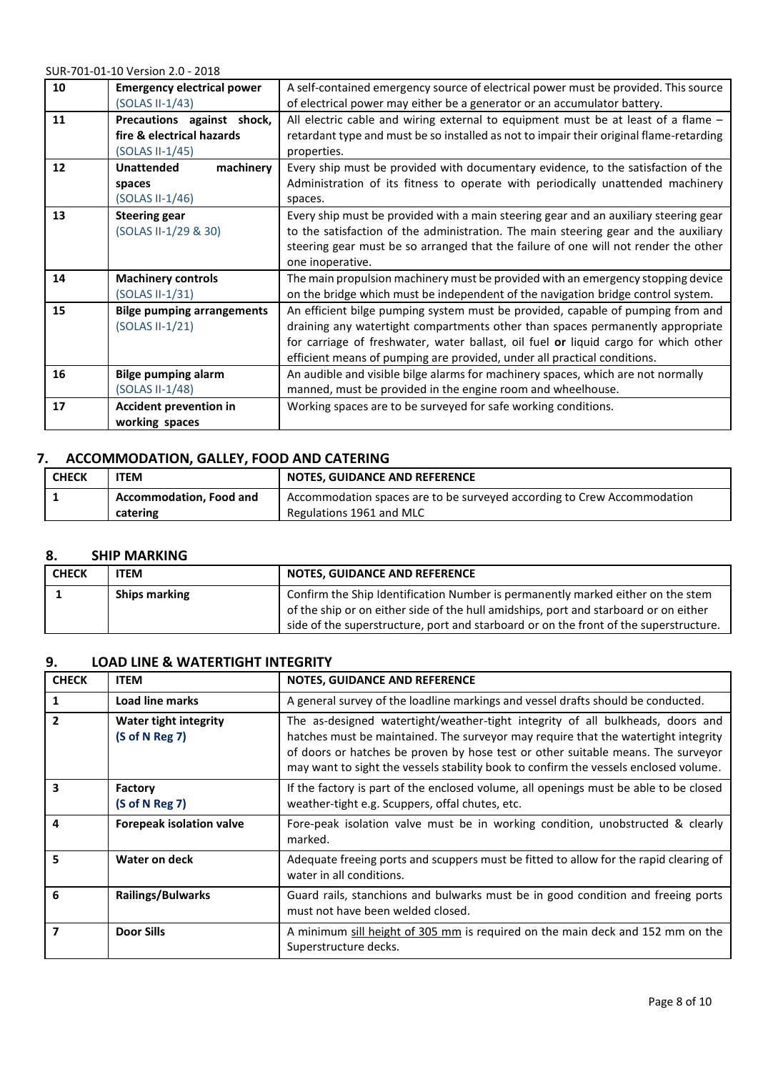| 10 | **Emergency electrical power** (SOLAS II-1/43) | A self-contained emergency source of electrical power must be provided. This source of electrical power may either be a generator or an accumulator battery. |
|---|---|---|
| 11 | **Precautions against shock, fire & electrical hazards** (SOLAS II-1/45) | All electric cable and wiring external to equipment must be at least of a flame – retardant type and must be so installed as not to impair their original flame-retarding properties. |
| 12 | **Unattended machinery spaces** (SOLAS II-1/46) | Every ship must be provided with documentary evidence, to the satisfaction of the Administration of its fitness to operate with periodically unattended machinery spaces. |
| 13 | **Steering gear** (SOLAS II-1/29 & 30) | Every ship must be provided with a main steering gear and an auxiliary steering gear to the satisfaction of the administration. The main steering gear and the auxiliary steering gear must be so arranged that the failure of one will not render the other one inoperative. |
| 14 | **Machinery controls** (SOLAS II-1/31) | The main propulsion machinery must be provided with an emergency stopping device on the bridge which must be independent of the navigation bridge control system. |
| 15 | **Bilge pumping arrangements** (SOLAS II-1/21) | An efficient bilge pumping system must be provided, capable of pumping from and draining any watertight compartments other than spaces permanently appropriate for carriage of freshwater, water ballast, oil fuel **or** liquid cargo for which other efficient means of pumping are provided, under all practical conditions. |
| 16 | **Bilge pumping alarm** (SOLAS II-1/48) | An audible and visible bilge alarms for machinery spaces, which are not normally manned, must be provided in the engine room and wheelhouse. |
| 17 | **Accident prevention in working spaces** | Working spaces are to be surveyed for safe working conditions. |

## 7. ACCOMMODATION, GALLEY, FOOD AND CATERING

| CHECK | ITEM | NOTES, GUIDANCE AND REFERENCE |
|---|---|---|
| 1 | **Accommodation, Food and catering** | Accommodation spaces are to be surveyed according to Crew Accommodation Regulations 1961 and MLC |

## 8. SHIP MARKING

| CHECK | ITEM | NOTES, GUIDANCE AND REFERENCE |
|---|---|---|
| 1 | **Ships marking** | Confirm the Ship Identification Number is permanently marked either on the stem of the ship or on either side of the hull amidships, port and starboard or on either side of the superstructure, port and starboard or on the front of the superstructure. |

## 9. LOAD LINE & WATERTIGHT INTEGRITY

| CHECK | ITEM | NOTES, GUIDANCE AND REFERENCE |
|---|---|---|
| 1 | **Load line marks** | A general survey of the loadline markings and vessel drafts should be conducted. |
| 2 | **Water tight integrity** (S of N Reg 7) | The as-designed watertight/weather-tight integrity of all bulkheads, doors and hatches must be maintained. The surveyor may require that the watertight integrity of doors or hatches be proven by hose test or other suitable means. The surveyor may want to sight the vessels stability book to confirm the vessels enclosed volume. |
| 3 | **Factory** (S of N Reg 7) | If the factory is part of the enclosed volume, all openings must be able to be closed weather-tight e.g. Scuppers, offal chutes, etc. |
| 4 | **Forepeak isolation valve** | Fore-peak isolation valve must be in working condition, unobstructed & clearly marked. |
| 5 | **Water on deck** | Adequate freeing ports and scuppers must be fitted to allow for the rapid clearing of water in all conditions. |
| 6 | **Railings/Bulwarks** | Guard rails, stanchions and bulwarks must be in good condition and freeing ports must not have been welded closed. |
| 7 | **Door Sills** | A minimum sill height of 305 mm is required on the main deck and 152 mm on the Superstructure decks. |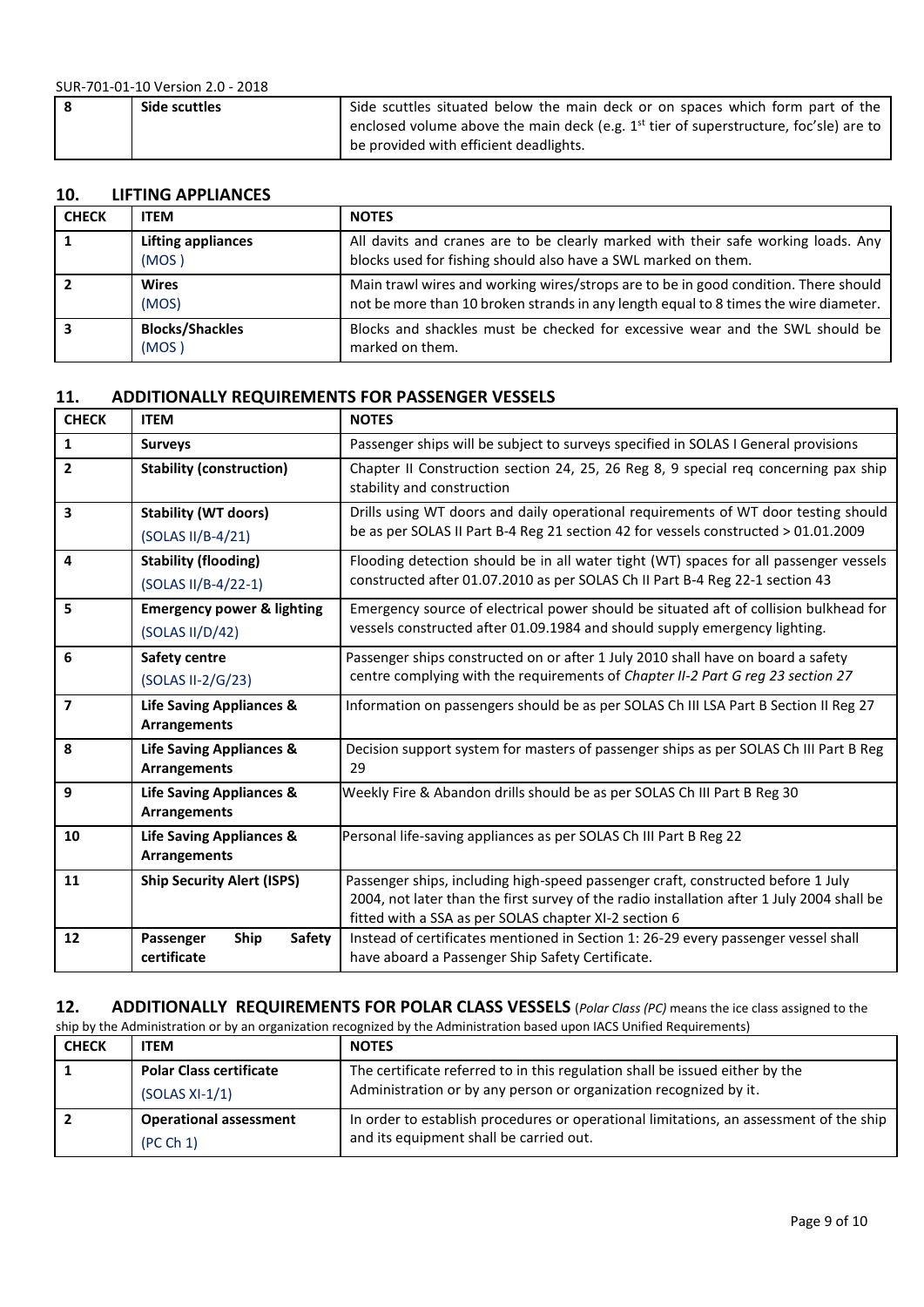| 8 | **Side scuttles** | Side scuttles situated below the main deck or on spaces which form part of the enclosed volume above the main deck (e.g. 1st tier of superstructure, foc'sle) are to be provided with efficient deadlights. |
|---|---|---|

## 10. LIFTING APPLIANCES

| CHECK | ITEM | NOTES |
|---|---|---|
| 1 | **Lifting appliances** (MOS ) | All davits and cranes are to be clearly marked with their safe working loads. Any blocks used for fishing should also have a SWL marked on them. |
| 2 | **Wires** (MOS) | Main trawl wires and working wires/strops are to be in good condition. There should not be more than 10 broken strands in any length equal to 8 times the wire diameter. |
| 3 | **Blocks/Shackles** (MOS ) | Blocks and shackles must be checked for excessive wear and the SWL should be marked on them. |

## 11. ADDITIONALLY REQUIREMENTS FOR PASSENGER VESSELS

| CHECK | ITEM | NOTES |
|---|---|---|
| 1 | **Surveys** | Passenger ships will be subject to surveys specified in SOLAS I General provisions |
| 2 | **Stability (construction)** | Chapter II Construction section 24, 25, 26 Reg 8, 9 special req concerning pax ship stability and construction |
| 3 | **Stability (WT doors)** (SOLAS II/B-4/21) | Drills using WT doors and daily operational requirements of WT door testing should be as per SOLAS II Part B-4 Reg 21 section 42 for vessels constructed > 01.01.2009 |
| 4 | **Stability (flooding)** (SOLAS II/B-4/22-1) | Flooding detection should be in all water tight (WT) spaces for all passenger vessels constructed after 01.07.2010 as per SOLAS Ch II Part B-4 Reg 22-1 section 43 |
| 5 | **Emergency power & lighting** (SOLAS II/D/42) | Emergency source of electrical power should be situated aft of collision bulkhead for vessels constructed after 01.09.1984 and should supply emergency lighting. |
| 6 | **Safety centre** (SOLAS II-2/G/23) | Passenger ships constructed on or after 1 July 2010 shall have on board a safety centre complying with the requirements of *Chapter II-2 Part G reg 23 section 27* |
| 7 | **Life Saving Appliances & Arrangements** | Information on passengers should be as per SOLAS Ch III LSA Part B Section II Reg 27 |
| 8 | **Life Saving Appliances & Arrangements** | Decision support system for masters of passenger ships as per SOLAS Ch III Part B Reg 29 |
| 9 | **Life Saving Appliances & Arrangements** | Weekly Fire & Abandon drills should be as per SOLAS Ch III Part B Reg 30 |
| 10 | **Life Saving Appliances & Arrangements** | Personal life-saving appliances as per SOLAS Ch III Part B Reg 22 |
| 11 | **Ship Security Alert (ISPS)** | Passenger ships, including high-speed passenger craft, constructed before 1 July 2004, not later than the first survey of the radio installation after 1 July 2004 shall be fitted with a SSA as per SOLAS chapter XI-2 section 6 |
| 12 | **Passenger Ship Safety certificate** | Instead of certificates mentioned in Section 1: 26-29 every passenger vessel shall have aboard a Passenger Ship Safety Certificate. |

## 12. ADDITIONALLY REQUIREMENTS FOR POLAR CLASS VESSELS (*Polar Class (PC)* means the ice class assigned to the ship by the Administration or by an organization recognized by the Administration based upon IACS Unified Requirements)

| CHECK | ITEM | NOTES |
|---|---|---|
| 1 | **Polar Class certificate** (SOLAS XI-1/1) | The certificate referred to in this regulation shall be issued either by the Administration or by any person or organization recognized by it. |
| 2 | **Operational assessment** (PC Ch 1) | In order to establish procedures or operational limitations, an assessment of the ship and its equipment shall be carried out. |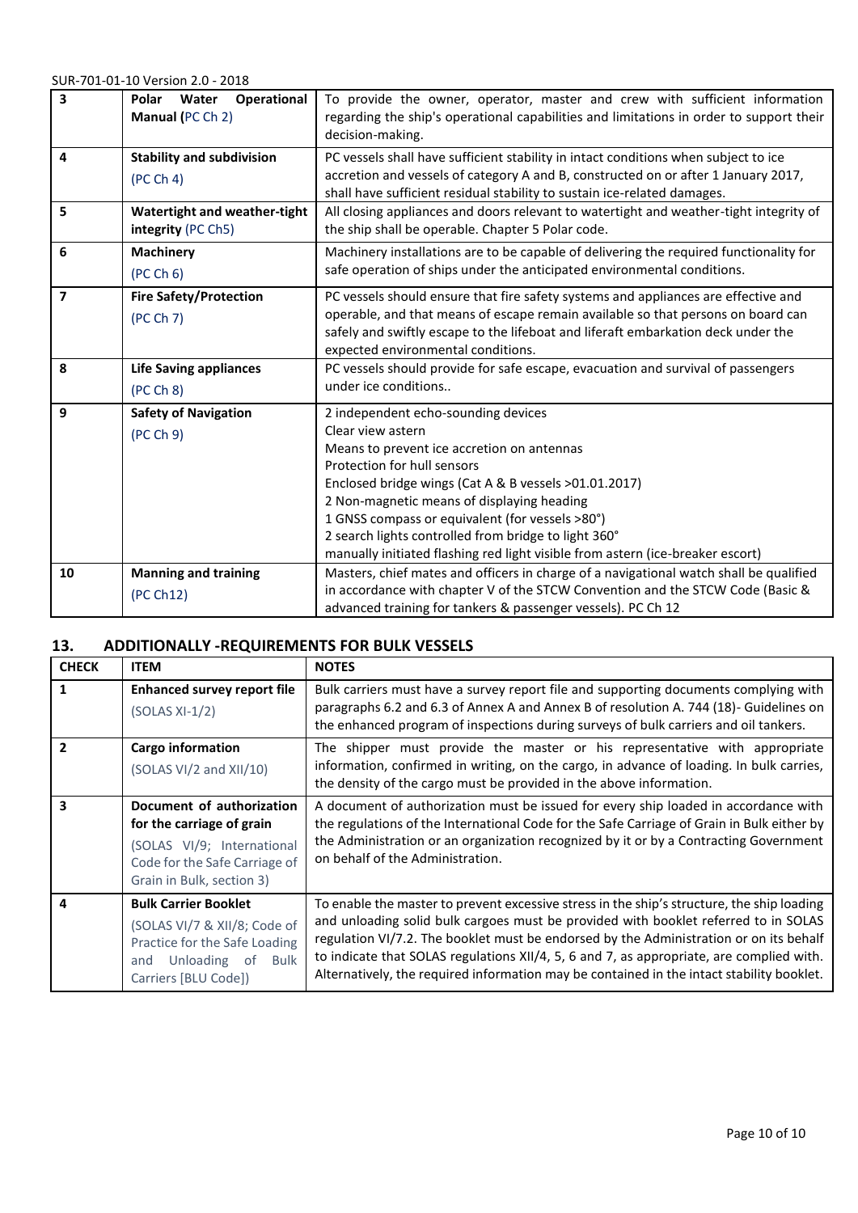| | | |
|---|---|---|
| 3 | **Polar Water Operational Manual** (PC Ch 2) | To provide the owner, operator, master and crew with sufficient information regarding the ship's operational capabilities and limitations in order to support their decision-making. |
| 4 | **Stability and subdivision** (PC Ch 4) | PC vessels shall have sufficient stability in intact conditions when subject to ice accretion and vessels of category A and B, constructed on or after 1 January 2017, shall have sufficient residual stability to sustain ice-related damages. |
| 5 | **Watertight and weather-tight integrity** (PC Ch5) | All closing appliances and doors relevant to watertight and weather-tight integrity of the ship shall be operable. Chapter 5 Polar code. |
| 6 | **Machinery** (PC Ch 6) | Machinery installations are to be capable of delivering the required functionality for safe operation of ships under the anticipated environmental conditions. |
| 7 | **Fire Safety/Protection** (PC Ch 7) | PC vessels should ensure that fire safety systems and appliances are effective and operable, and that means of escape remain available so that persons on board can safely and swiftly escape to the lifeboat and liferaft embarkation deck under the expected environmental conditions. |
| 8 | **Life Saving appliances** (PC Ch 8) | PC vessels should provide for safe escape, evacuation and survival of passengers under ice conditions.. |
| 9 | **Safety of Navigation** (PC Ch 9) | 2 independent echo-sounding devices<br>Clear view astern<br>Means to prevent ice accretion on antennas<br>Protection for hull sensors<br>Enclosed bridge wings (Cat A & B vessels >01.01.2017)<br>2 Non-magnetic means of displaying heading<br>1 GNSS compass or equivalent (for vessels >80°)<br>2 search lights controlled from bridge to light 360°<br>manually initiated flashing red light visible from astern (ice-breaker escort) |
| 10 | **Manning and training** (PC Ch12) | Masters, chief mates and officers in charge of a navigational watch shall be qualified in accordance with chapter V of the STCW Convention and the STCW Code (Basic & advanced training for tankers & passenger vessels). PC Ch 12 |

## 13. ADDITIONALLY -REQUIREMENTS FOR BULK VESSELS

| CHECK | ITEM | NOTES |
|---|---|---|
| 1 | **Enhanced survey report file** (SOLAS XI-1/2) | Bulk carriers must have a survey report file and supporting documents complying with paragraphs 6.2 and 6.3 of Annex A and Annex B of resolution A. 744 (18)- Guidelines on the enhanced program of inspections during surveys of bulk carriers and oil tankers. |
| 2 | **Cargo information** (SOLAS VI/2 and XII/10) | The shipper must provide the master or his representative with appropriate information, confirmed in writing, on the cargo, in advance of loading. In bulk carries, the density of the cargo must be provided in the above information. |
| 3 | **Document of authorization for the carriage of grain** (SOLAS VI/9; International Code for the Safe Carriage of Grain in Bulk, section 3) | A document of authorization must be issued for every ship loaded in accordance with the regulations of the International Code for the Safe Carriage of Grain in Bulk either by the Administration or an organization recognized by it or by a Contracting Government on behalf of the Administration. |
| 4 | **Bulk Carrier Booklet** (SOLAS VI/7 & XII/8; Code of Practice for the Safe Loading and Unloading of Bulk Carriers [BLU Code]) | To enable the master to prevent excessive stress in the ship's structure, the ship loading and unloading solid bulk cargoes must be provided with booklet referred to in SOLAS regulation VI/7.2. The booklet must be endorsed by the Administration or on its behalf to indicate that SOLAS regulations XII/4, 5, 6 and 7, as appropriate, are complied with. Alternatively, the required information may be contained in the intact stability booklet. |